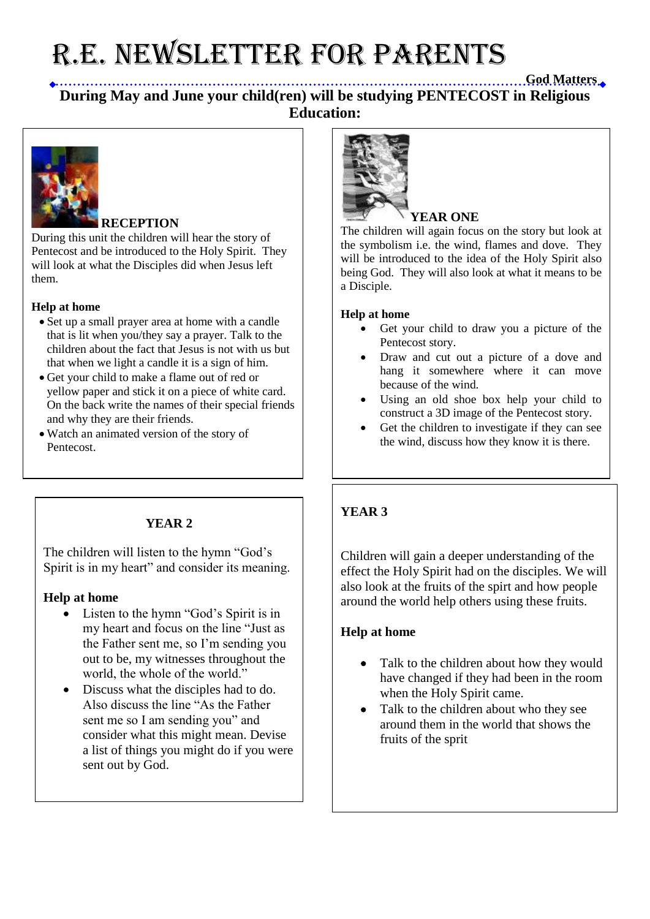# R.E. NEWSLETTER FOR PARENTS

**God Matters**

**During May and June your child(ren) will be studying PENTECOST in Religious Education:**

## RECEPTION

During this unit the children will hear the story of Pentecost and be introduced to the Holy Spirit. They will look at what the Disciples did when Jesus left them.

**Help at home**

- Set up a small prayer area at home with a candle that is lit when you/they say a prayer. Talk to the children about the fact that Jesus is not with us but that when we light a candle it is a sign of him.
- Get your child to make a flame out of red or yellow paper and stick it on a piece of white card. On the back write the names of their special friends and why they are their friends.
- Watch an animated version of the story of Pentecost.

## YEAR ONE

The children will again focus on the story but look at the symbolism i.e. the wind, flames and dove. They will be introduced to the idea of the Holy Spirit also being God. They will also look at what it means to be a Disciple.

**Help at home**

- Get your child to draw you a picture of the Pentecost story.
- Draw and cut out a picture of a dove and hang it somewhere where it can move because of the wind.
- Using an old shoe box help your child to construct a 3D image of the Pentecost story.
- Get the children to investigate if they can see the wind, discuss how they know it is there.

## YEAR 2

The children will listen to the hymn "God's Spirit is in my heart" and consider its meaning.

**Help at home**

- Listen to the hymn "God's Spirit is in my heart and focus on the line "Just as the Father sent me, so I'm sending you out to be, my witnesses throughout the world, the whole of the world."
- Discuss what the disciples had to do. Also discuss the line "As the Father sent me so I am sending you" and consider what this might mean. Devise a list of things you might do if you were sent out by God.

## YEAR 3

Children will gain a deeper understanding of the effect the Holy Spirit had on the disciples. We will also look at the fruits of the spirt and how people around the world help others using these fruits.

**Help at home**

- Talk to the children about how they would have changed if they had been in the room when the Holy Spirit came.
- Talk to the children about who they see around them in the world that shows the fruits of the sprit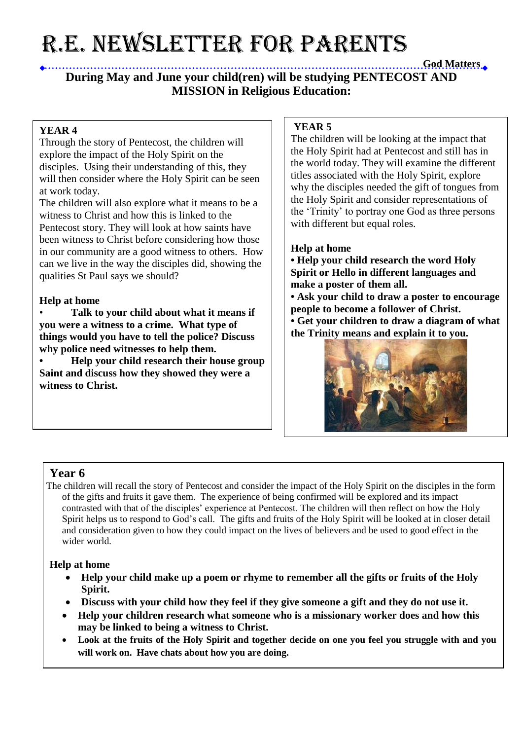# R.E. NEWSLETTER FOR PARENTS

**God Matters**

**During May and June your child(ren) will be studying PENTECOST AND MISSION in Religious Education:**

**YEAR 4**

Through the story of Pentecost, the children will explore the impact of the Holy Spirit on the disciples. Using their understanding of this, they will then consider where the Holy Spirit can be seen at work today.

The children will also explore what it means to be a witness to Christ and how this is linked to the Pentecost story. They will look at how saints have been witness to Christ before considering how those in our community are a good witness to others. How can we live in the way the disciples did, showing the qualities St Paul says we should?

**Help at home**

- **Talk to your child about what it means if you were a witness to a crime. What type of things would you have to tell the police? Discuss why police need witnesses to help them.**
- **Help your child research their house group Saint and discuss how they showed they were a witness to Christ.**

**YEAR 5**

The children will be looking at the impact that the Holy Spirit had at Pentecost and still has in the world today. They will examine the different titles associated with the Holy Spirit, explore why the disciples needed the gift of tongues from the Holy Spirit and consider representations of the 'Trinity' to portray one God as three persons with different but equal roles.

**Help at home**

- **Help your child research the word Holy Spirit or Hello in different languages and make a poster of them all.**
- **Ask your child to draw a poster to encourage people to become a follower of Christ.**
- **Get your children to draw a diagram of what the Trinity means and explain it to you.**

**Year 6**

The children will recall the story of Pentecost and consider the impact of the Holy Spirit on the disciples in the form of the gifts and fruits it gave them. The experience of being confirmed will be explored and its impact contrasted with that of the disciples' experience at Pentecost. The children will then reflect on how the Holy Spirit helps us to respond to God's call. The gifts and fruits of the Holy Spirit will be looked at in closer detail and consideration given to how they could impact on the lives of believers and be used to good effect in the wider world.

**Help at home**

- **Help your child make up a poem or rhyme to remember all the gifts or fruits of the Holy Spirit.**
- **Discuss with your child how they feel if they give someone a gift and they do not use it.**
- **Help your children research what someone who is a missionary worker does and how this may be linked to being a witness to Christ.**
- **Look at the fruits of the Holy Spirit and together decide on one you feel you struggle with and you will work on. Have chats about how you are doing.**